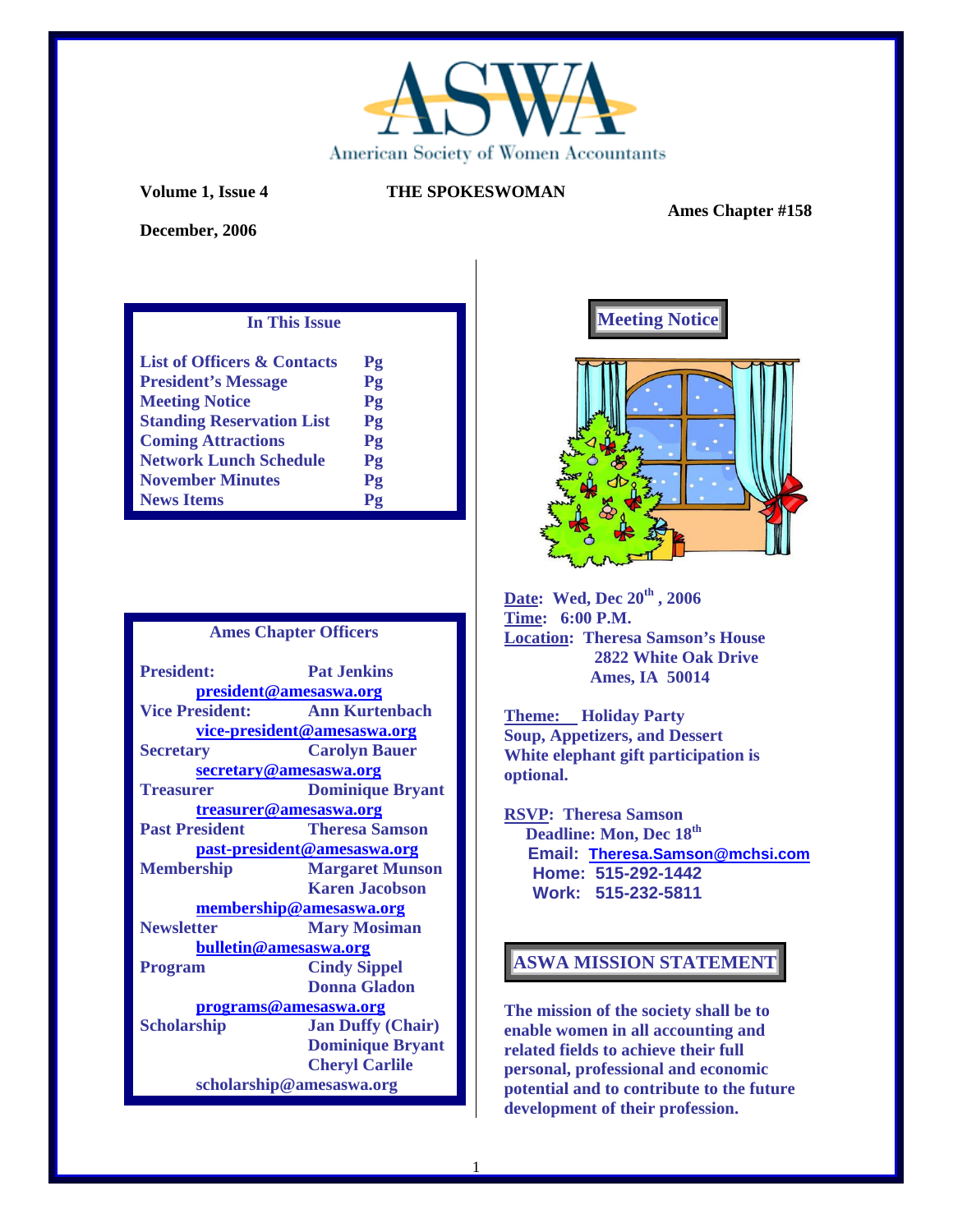American Society of Women Accountants

**Volume 1, Issue 4**

# THE SPOKESWOMAN

**Ames Chapter #158**

**December, 2006**

## In This Issue

| | |
|---|---|
| List of Officers & Contacts | Pg |
| President's Message | Pg |
| Meeting Notice | Pg |
| Standing Reservation List | Pg |
| Coming Attractions | Pg |
| Network Lunch Schedule | Pg |
| November Minutes | Pg |
| News Items | Pg |

## Ames Chapter Officers

**President:** Pat Jenkins
president@amesaswa.org

**Vice President:** Ann Kurtenbach
vice-president@amesaswa.org

**Secretary** Carolyn Bauer
secretary@amesaswa.org

**Treasurer** Dominique Bryant
treasurer@amesaswa.org

**Past President** Theresa Samson
past-president@amesaswa.org

**Membership** Margaret Munson, Karen Jacobson
membership@amesaswa.org

**Newsletter** Mary Mosiman
bulletin@amesaswa.org

**Program** Cindy Sippel, Donna Gladon
programs@amesaswa.org

**Scholarship** Jan Duffy (Chair), Dominique Bryant, Cheryl Carlile
scholarship@amesaswa.org

## Meeting Notice

**Date:** Wed, Dec 20th, 2006
**Time:** 6:00 P.M.
**Location:** Theresa Samson's House
2822 White Oak Drive
Ames, IA 50014

**Theme:** Holiday Party
Soup, Appetizers, and Dessert
White elephant gift participation is optional.

**RSVP:** Theresa Samson
Deadline: Mon, Dec 18th
Email: Theresa.Samson@mchsi.com
Home: 515-292-1442
Work: 515-232-5811

## ASWA MISSION STATEMENT

The mission of the society shall be to enable women in all accounting and related fields to achieve their full personal, professional and economic potential and to contribute to the future development of their profession.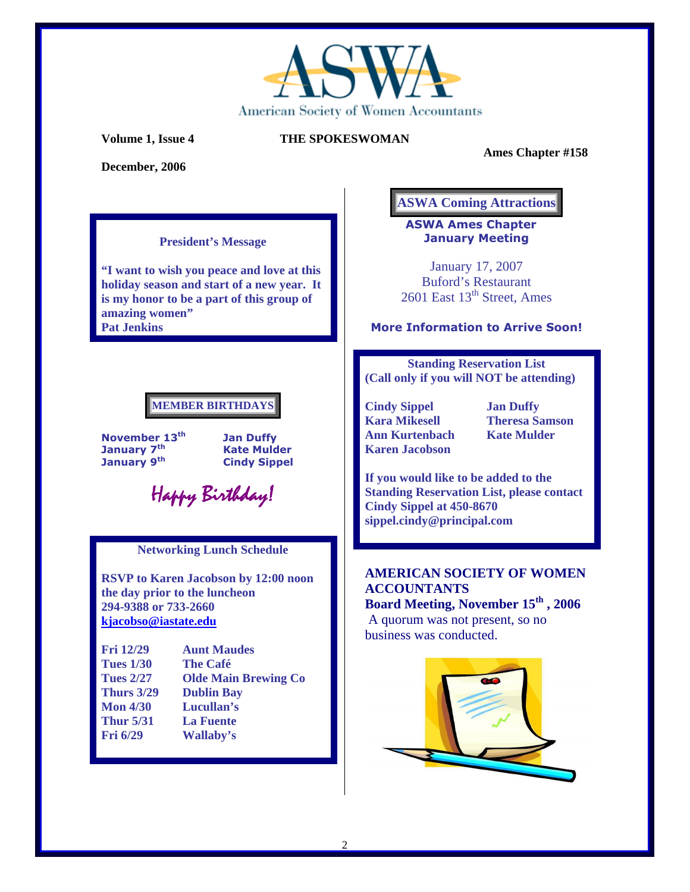# ASWA

American Society of Women Accountants

**Volume 1, Issue 4** **THE SPOKESWOMAN** **Ames Chapter #158**

**December, 2006**

### President's Message

**"I want to wish you peace and love at this holiday season and start of a new year. It is my honor to be a part of this group of amazing women"**
**Pat Jenkins**

### MEMBER BIRTHDAYS

| | |
|---|---|
| **November 13th** | **Jan Duffy** |
| **January 7th** | **Kate Mulder** |
| **January 9th** | **Cindy Sippel** |

*Happy Birthday!*

### Networking Lunch Schedule

**RSVP to Karen Jacobson by 12:00 noon the day prior to the luncheon**
**294-9388 or 733-2660**
**kjacobso@iastate.edu**

| | |
|---|---|
| **Fri 12/29** | **Aunt Maudes** |
| **Tues 1/30** | **The Café** |
| **Tues 2/27** | **Olde Main Brewing Co** |
| **Thurs 3/29** | **Dublin Bay** |
| **Mon 4/30** | **Lucullan's** |
| **Thur 5/31** | **La Fuente** |
| **Fri 6/29** | **Wallaby's** |

### ASWA Coming Attractions

**ASWA Ames Chapter January Meeting**

January 17, 2007
Buford's Restaurant
2601 East 13th Street, Ames

**More Information to Arrive Soon!**

### Standing Reservation List
**(Call only if you will NOT be attending)**

| | |
|---|---|
| **Cindy Sippel** | **Jan Duffy** |
| **Kara Mikesell** | **Theresa Samson** |
| **Ann Kurtenbach** | **Kate Mulder** |
| **Karen Jacobson** | |

**If you would like to be added to the Standing Reservation List, please contact Cindy Sippel at 450-8670 sippel.cindy@principal.com**

### AMERICAN SOCIETY OF WOMEN ACCOUNTANTS
**Board Meeting, November 15th , 2006**

A quorum was not present, so no business was conducted.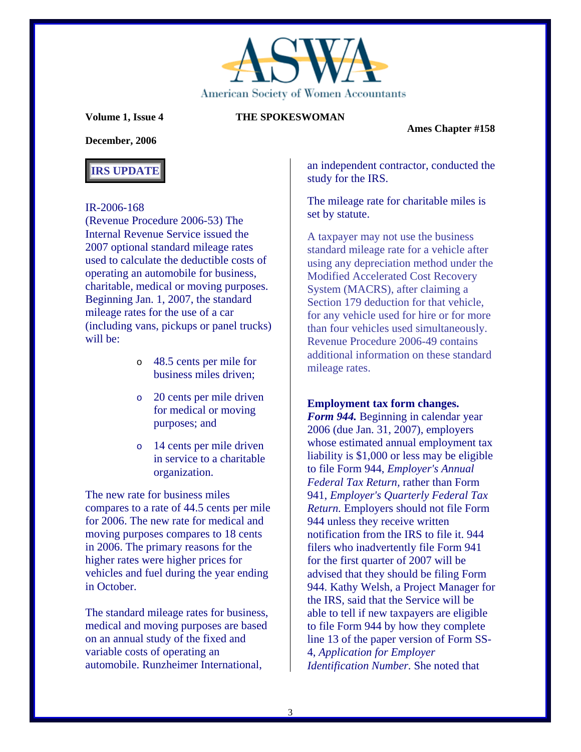**IRS UPDATE**

IR-2006-168
(Revenue Procedure 2006-53) The Internal Revenue Service issued the 2007 optional standard mileage rates used to calculate the deductible costs of operating an automobile for business, charitable, medical or moving purposes. Beginning Jan. 1, 2007, the standard mileage rates for the use of a car (including vans, pickups or panel trucks) will be:

- 48.5 cents per mile for business miles driven;
- 20 cents per mile driven for medical or moving purposes; and
- 14 cents per mile driven in service to a charitable organization.

The new rate for business miles compares to a rate of 44.5 cents per mile for 2006. The new rate for medical and moving purposes compares to 18 cents in 2006. The primary reasons for the higher rates were higher prices for vehicles and fuel during the year ending in October.

The standard mileage rates for business, medical and moving purposes are based on an annual study of the fixed and variable costs of operating an automobile. Runzheimer International, an independent contractor, conducted the study for the IRS.

The mileage rate for charitable miles is set by statute.

A taxpayer may not use the business standard mileage rate for a vehicle after using any depreciation method under the Modified Accelerated Cost Recovery System (MACRS), after claiming a Section 179 deduction for that vehicle, for any vehicle used for hire or for more than four vehicles used simultaneously. Revenue Procedure 2006-49 contains additional information on these standard mileage rates.

**Employment tax form changes.**
***Form 944.*** Beginning in calendar year 2006 (due Jan. 31, 2007), employers whose estimated annual employment tax liability is $1,000 or less may be eligible to file Form 944, *Employer's Annual Federal Tax Return*, rather than Form 941, *Employer's Quarterly Federal Tax Return.* Employers should not file Form 944 unless they receive written notification from the IRS to file it. 944 filers who inadvertently file Form 941 for the first quarter of 2007 will be advised that they should be filing Form 944. Kathy Welsh, a Project Manager for the IRS, said that the Service will be able to tell if new taxpayers are eligible to file Form 944 by how they complete line 13 of the paper version of Form SS-4, *Application for Employer Identification Number.* She noted that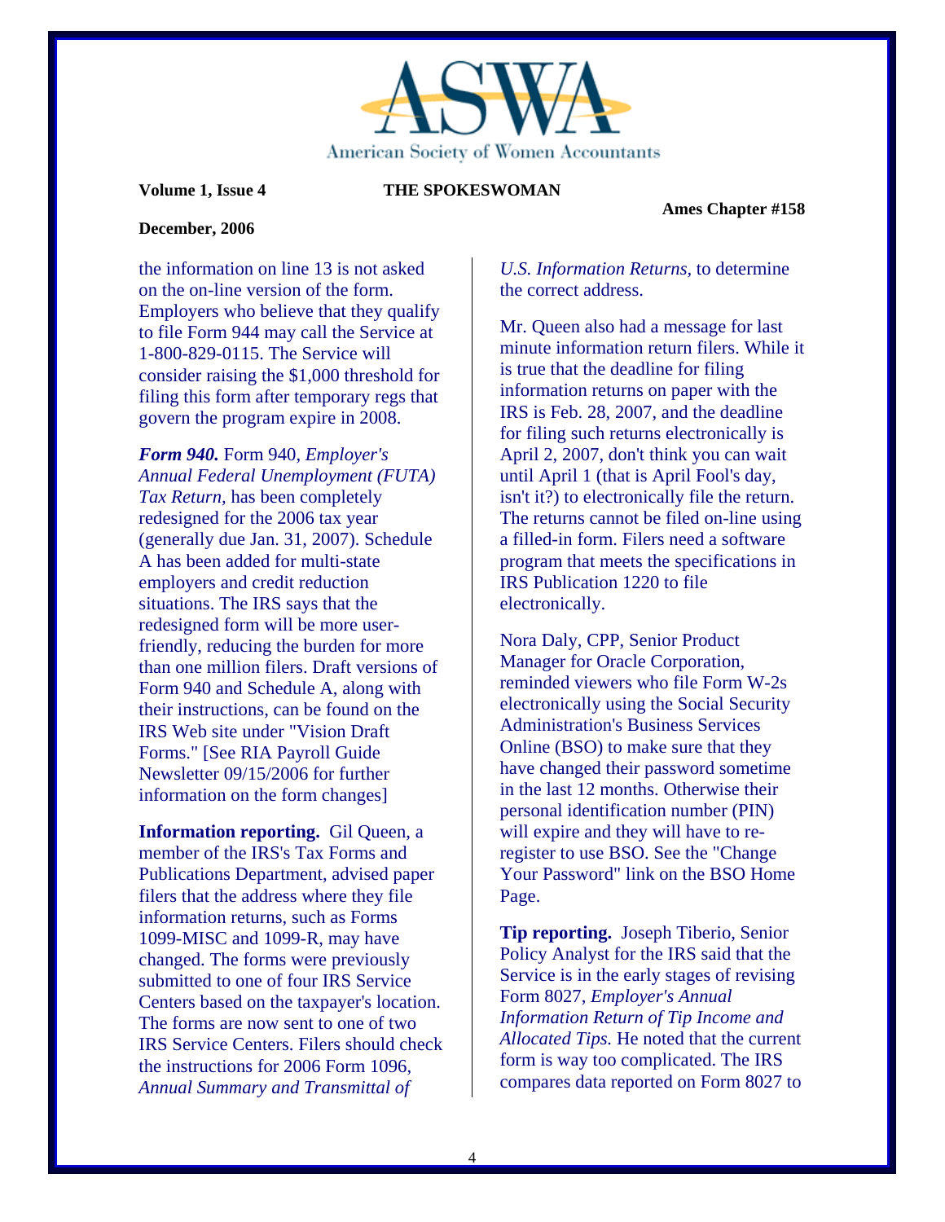the information on line 13 is not asked on the on-line version of the form. Employers who believe that they qualify to file Form 944 may call the Service at 1-800-829-0115. The Service will consider raising the $1,000 threshold for filing this form after temporary regs that govern the program expire in 2008.

***Form 940.*** Form 940, *Employer's Annual Federal Unemployment (FUTA) Tax Return*, has been completely redesigned for the 2006 tax year (generally due Jan. 31, 2007). Schedule A has been added for multi-state employers and credit reduction situations. The IRS says that the redesigned form will be more user-friendly, reducing the burden for more than one million filers. Draft versions of Form 940 and Schedule A, along with their instructions, can be found on the IRS Web site under "Vision Draft Forms." [See RIA Payroll Guide Newsletter 09/15/2006 for further information on the form changes]

**Information reporting.** Gil Queen, a member of the IRS's Tax Forms and Publications Department, advised paper filers that the address where they file information returns, such as Forms 1099-MISC and 1099-R, may have changed. The forms were previously submitted to one of four IRS Service Centers based on the taxpayer's location. The forms are now sent to one of two IRS Service Centers. Filers should check the instructions for 2006 Form 1096, *Annual Summary and Transmittal of U.S. Information Returns*, to determine the correct address.

Mr. Queen also had a message for last minute information return filers. While it is true that the deadline for filing information returns on paper with the IRS is Feb. 28, 2007, and the deadline for filing such returns electronically is April 2, 2007, don't think you can wait until April 1 (that is April Fool's day, isn't it?) to electronically file the return. The returns cannot be filed on-line using a filled-in form. Filers need a software program that meets the specifications in IRS Publication 1220 to file electronically.

Nora Daly, CPP, Senior Product Manager for Oracle Corporation, reminded viewers who file Form W-2s electronically using the Social Security Administration's Business Services Online (BSO) to make sure that they have changed their password sometime in the last 12 months. Otherwise their personal identification number (PIN) will expire and they will have to re-register to use BSO. See the "Change Your Password" link on the BSO Home Page.

**Tip reporting.** Joseph Tiberio, Senior Policy Analyst for the IRS said that the Service is in the early stages of revising Form 8027, *Employer's Annual Information Return of Tip Income and Allocated Tips.* He noted that the current form is way too complicated. The IRS compares data reported on Form 8027 to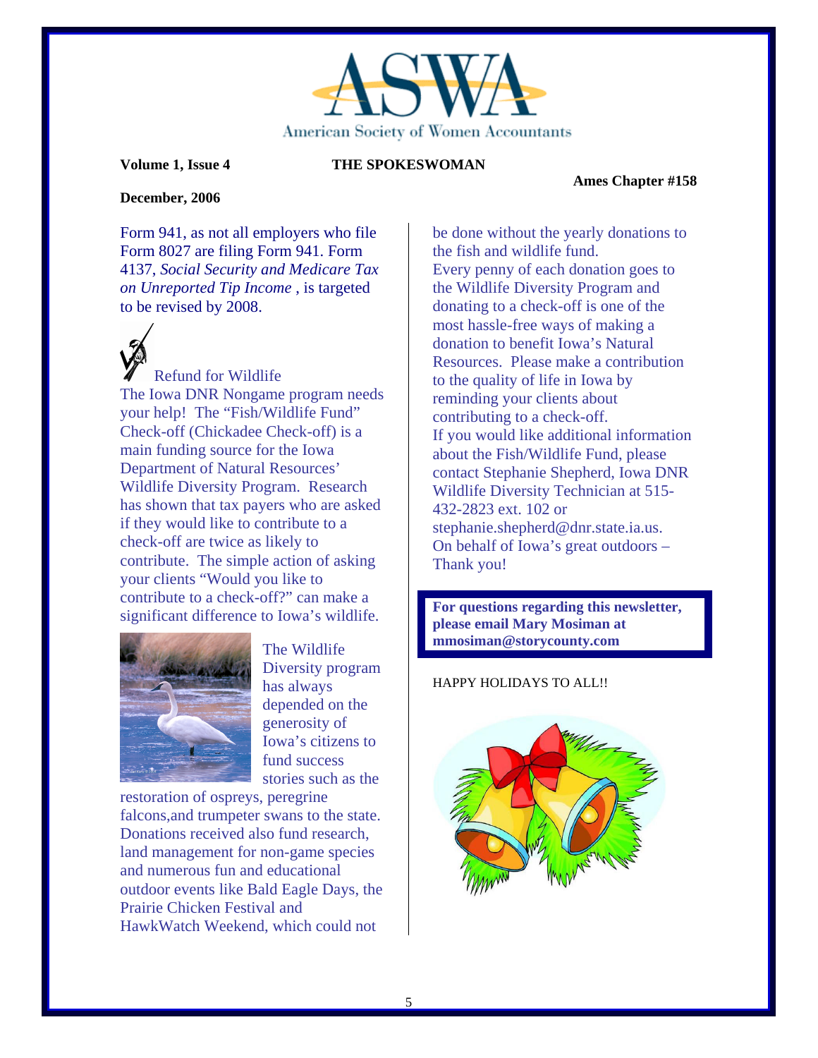**Volume 1, Issue 4** **THE SPOKESWOMAN** **Ames Chapter #158**

**December, 2006**

Form 941, as not all employers who file Form 8027 are filing Form 941. Form 4137, *Social Security and Medicare Tax on Unreported Tip Income* , is targeted to be revised by 2008.

## Refund for Wildlife

The Iowa DNR Nongame program needs your help! The "Fish/Wildlife Fund" Check-off (Chickadee Check-off) is a main funding source for the Iowa Department of Natural Resources' Wildlife Diversity Program. Research has shown that tax payers who are asked if they would like to contribute to a check-off are twice as likely to contribute. The simple action of asking your clients "Would you like to contribute to a check-off?" can make a significant difference to Iowa's wildlife.

The Wildlife Diversity program has always depended on the generosity of Iowa's citizens to fund success stories such as the restoration of ospreys, peregrine falcons,and trumpeter swans to the state. Donations received also fund research, land management for non-game species and numerous fun and educational outdoor events like Bald Eagle Days, the Prairie Chicken Festival and HawkWatch Weekend, which could not be done without the yearly donations to the fish and wildlife fund.

Every penny of each donation goes to the Wildlife Diversity Program and donating to a check-off is one of the most hassle-free ways of making a donation to benefit Iowa's Natural Resources. Please make a contribution to the quality of life in Iowa by reminding your clients about contributing to a check-off.

If you would like additional information about the Fish/Wildlife Fund, please contact Stephanie Shepherd, Iowa DNR Wildlife Diversity Technician at 515-432-2823 ext. 102 or stephanie.shepherd@dnr.state.ia.us.

On behalf of Iowa's great outdoors – Thank you!

**For questions regarding this newsletter, please email Mary Mosiman at mmosiman@storycounty.com**

HAPPY HOLIDAYS TO ALL!!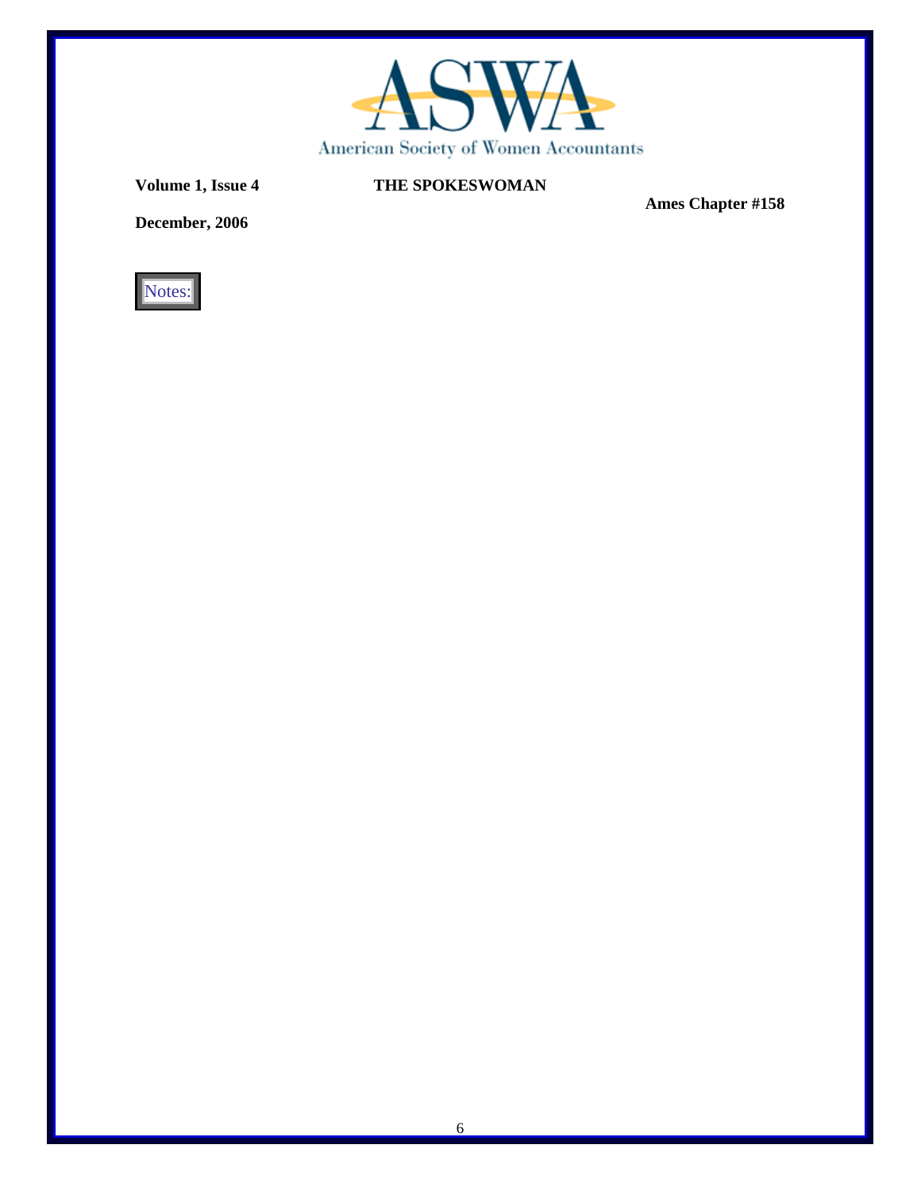American Society of Women Accountants

**Volume 1, Issue 4** **THE SPOKESWOMAN** **Ames Chapter #158**

**December, 2006**

Notes: